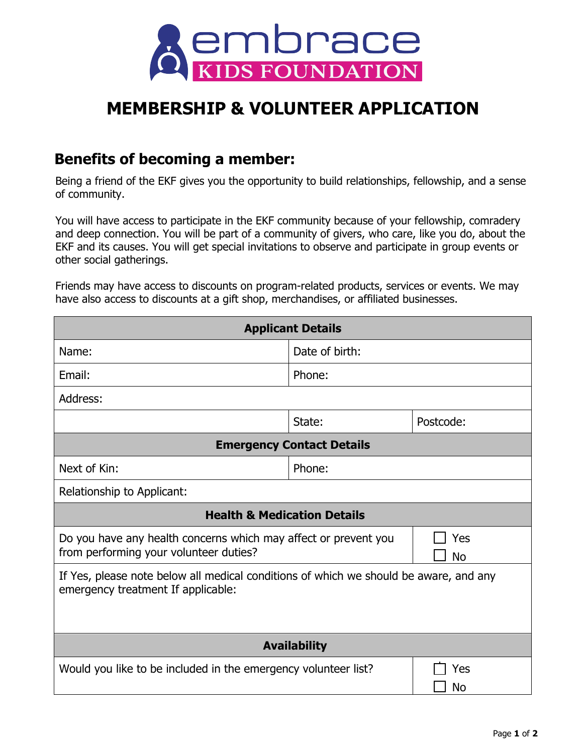# embrace KIDS FOUNDATION

# MEMBERSHIP & VOLUNTEER APPLICATION

## Benefits of becoming a member:

Being a friend of the EKF gives you the opportunity to build relationships, fellowship, and a sense of community.

You will have access to participate in the EKF community because of your fellowship, comradery and deep connection. You will be part of a community of givers, who care, like you do, about the EKF and its causes. You will get special invitations to observe and participate in group events or other social gatherings.

Friends may have access to discounts on program-related products, services or events. We may have also access to discounts at a gift shop, merchandises, or affiliated businesses.

| **Applicant Details** | | |
|---|---|---|
| Name: | Date of birth: | |
| Email: | Phone: | |
| Address: | | |
| | State: | Postcode: |
| **Emergency Contact Details** | | |
| Next of Kin: | Phone: | |
| Relationship to Applicant: | | |
| **Health & Medication Details** | | |
| Do you have any health concerns which may affect or prevent you from performing your volunteer duties? | | ☐ Yes ☐ No |
| If Yes, please note below all medical conditions of which we should be aware, and any emergency treatment If applicable: | | |
| **Availability** | | |
| Would you like to be included in the emergency volunteer list? | | ☐ Yes ☐ No |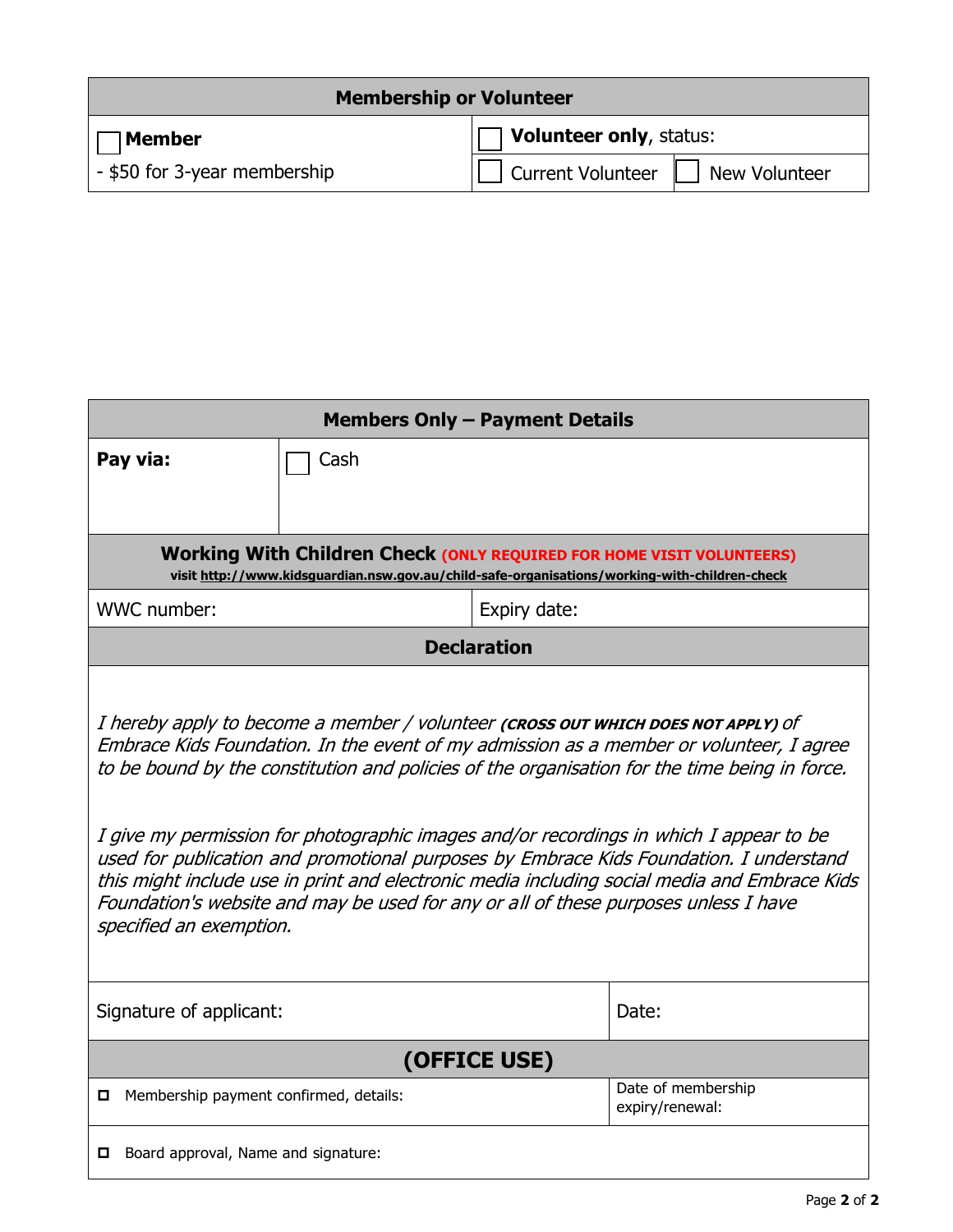| Membership or Volunteer | | |
|---|---|---|
| ☐ **Member** | ☐ **Volunteer only**, status: | |
| - $50 for 3-year membership | ☐ Current Volunteer | ☐ New Volunteer |

| Members Only – Payment Details | |
|---|---|
| **Pay via:** | ☐ Cash |

| **Working With Children Check** **(ONLY REQUIRED FOR HOME VISIT VOLUNTEERS)** visit http://www.kidsguardian.nsw.gov.au/child-safe-organisations/working-with-children-check | |
|---|---|
| WWC number: | Expiry date: |

| **Declaration** | |
|---|---|
| *I hereby apply to become a member / volunteer* ***(CROSS OUT WHICH DOES NOT APPLY)*** *of Embrace Kids Foundation. In the event of my admission as a member or volunteer, I agree to be bound by the constitution and policies of the organisation for the time being in force.*<br><br>*I give my permission for photographic images and/or recordings in which I appear to be used for publication and promotional purposes by Embrace Kids Foundation. I understand this might include use in print and electronic media including social media and Embrace Kids Foundation's website and may be used for any or all of these purposes unless I have specified an exemption.* | |
| Signature of applicant: | Date: |

| **(OFFICE USE)** | |
|---|---|
| ☐ Membership payment confirmed, details: | Date of membership expiry/renewal: |
| ☐ Board approval, Name and signature: | |